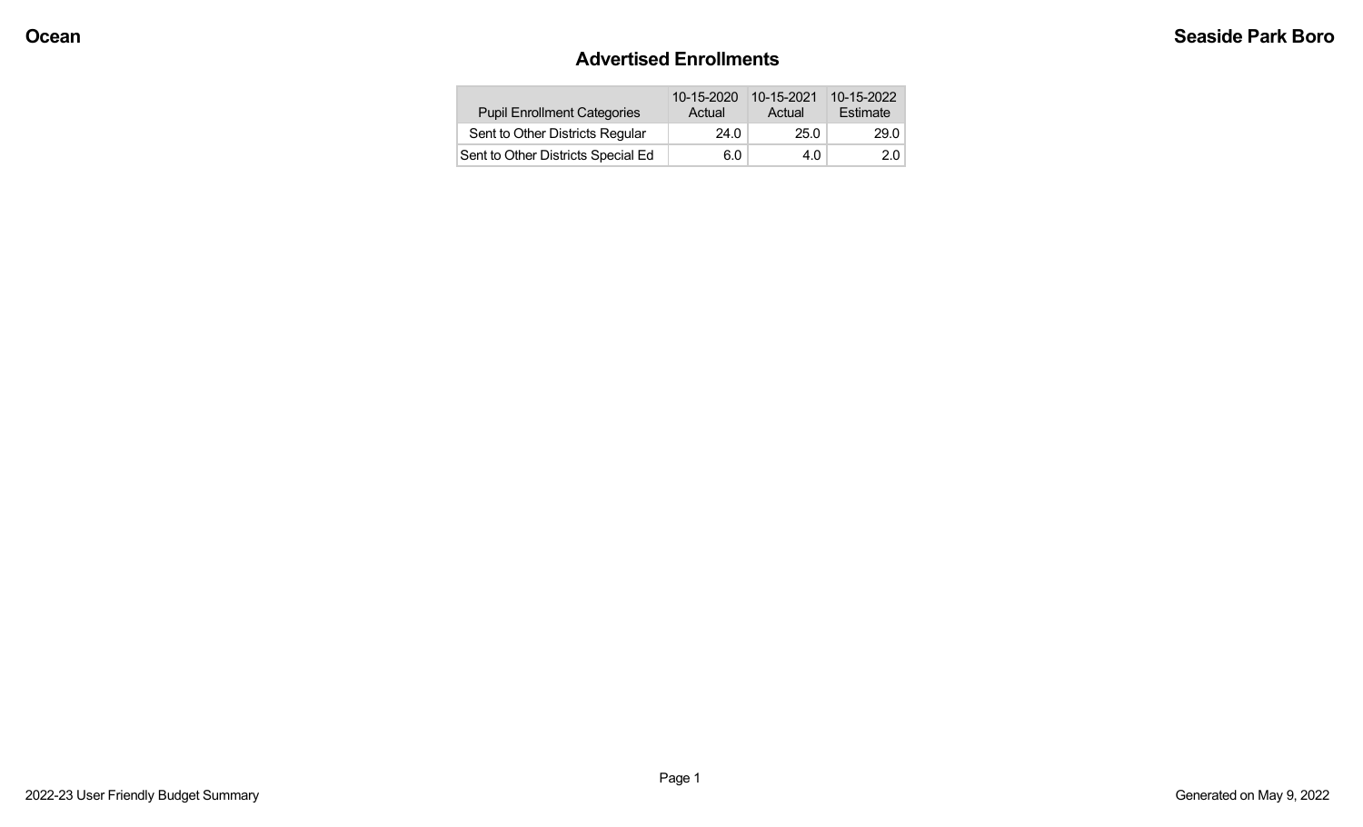**Ocean** **Seaside Park Boro**

## Advertised Enrollments

| Pupil Enrollment Categories | 10-15-2020 Actual | 10-15-2021 Actual | 10-15-2022 Estimate |
|---|---|---|---|
| Sent to Other Districts Regular | 24.0 | 25.0 | 29.0 |
| Sent to Other Districts Special Ed | 6.0 | 4.0 | 2.0 |

2022-23 User Friendly Budget Summary

Generated on May 9, 2022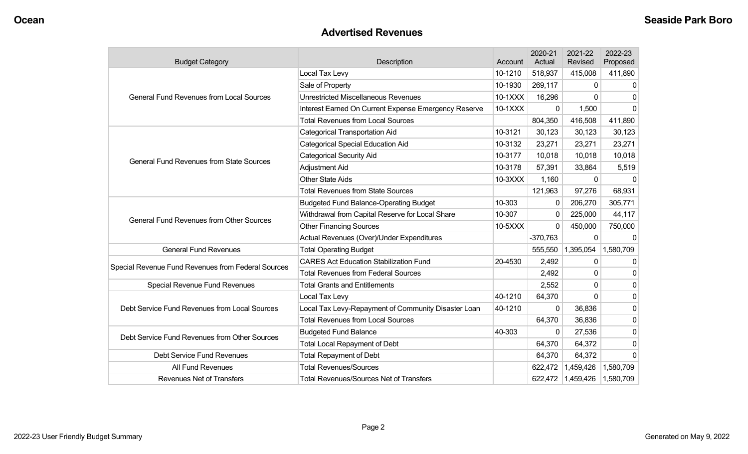## Advertised Revenues

| Budget Category | Description | Account | 2020-21 Actual | 2021-22 Revised | 2022-23 Proposed |
|---|---|---|---|---|---|
| General Fund Revenues from Local Sources | Local Tax Levy | 10-1210 | 518,937 | 415,008 | 411,890 |
| | Sale of Property | 10-1930 | 269,117 | 0 | 0 |
| | Unrestricted Miscellaneous Revenues | 10-1XXX | 16,296 | 0 | 0 |
| | Interest Earned On Current Expense Emergency Reserve | 10-1XXX | 0 | 1,500 | 0 |
| | Total Revenues from Local Sources | | 804,350 | 416,508 | 411,890 |
| General Fund Revenues from State Sources | Categorical Transportation Aid | 10-3121 | 30,123 | 30,123 | 30,123 |
| | Categorical Special Education Aid | 10-3132 | 23,271 | 23,271 | 23,271 |
| | Categorical Security Aid | 10-3177 | 10,018 | 10,018 | 10,018 |
| | Adjustment Aid | 10-3178 | 57,391 | 33,864 | 5,519 |
| | Other State Aids | 10-3XXX | 1,160 | 0 | 0 |
| | Total Revenues from State Sources | | 121,963 | 97,276 | 68,931 |
| General Fund Revenues from Other Sources | Budgeted Fund Balance-Operating Budget | 10-303 | 0 | 206,270 | 305,771 |
| | Withdrawal from Capital Reserve for Local Share | 10-307 | 0 | 225,000 | 44,117 |
| | Other Financing Sources | 10-5XXX | 0 | 450,000 | 750,000 |
| | Actual Revenues (Over)/Under Expenditures | | -370,763 | 0 | 0 |
| General Fund Revenues | Total Operating Budget | | 555,550 | 1,395,054 | 1,580,709 |
| Special Revenue Fund Revenues from Federal Sources | CARES Act Education Stabilization Fund | 20-4530 | 2,492 | 0 | 0 |
| | Total Revenues from Federal Sources | | 2,492 | 0 | 0 |
| Special Revenue Fund Revenues | Total Grants and Entitlements | | 2,552 | 0 | 0 |
| Debt Service Fund Revenues from Local Sources | Local Tax Levy | 40-1210 | 64,370 | 0 | 0 |
| | Local Tax Levy-Repayment of Community Disaster Loan | 40-1210 | 0 | 36,836 | 0 |
| | Total Revenues from Local Sources | | 64,370 | 36,836 | 0 |
| Debt Service Fund Revenues from Other Sources | Budgeted Fund Balance | 40-303 | 0 | 27,536 | 0 |
| | Total Local Repayment of Debt | | 64,370 | 64,372 | 0 |
| Debt Service Fund Revenues | Total Repayment of Debt | | 64,370 | 64,372 | 0 |
| All Fund Revenues | Total Revenues/Sources | | 622,472 | 1,459,426 | 1,580,709 |
| Revenues Net of Transfers | Total Revenues/Sources Net of Transfers | | 622,472 | 1,459,426 | 1,580,709 |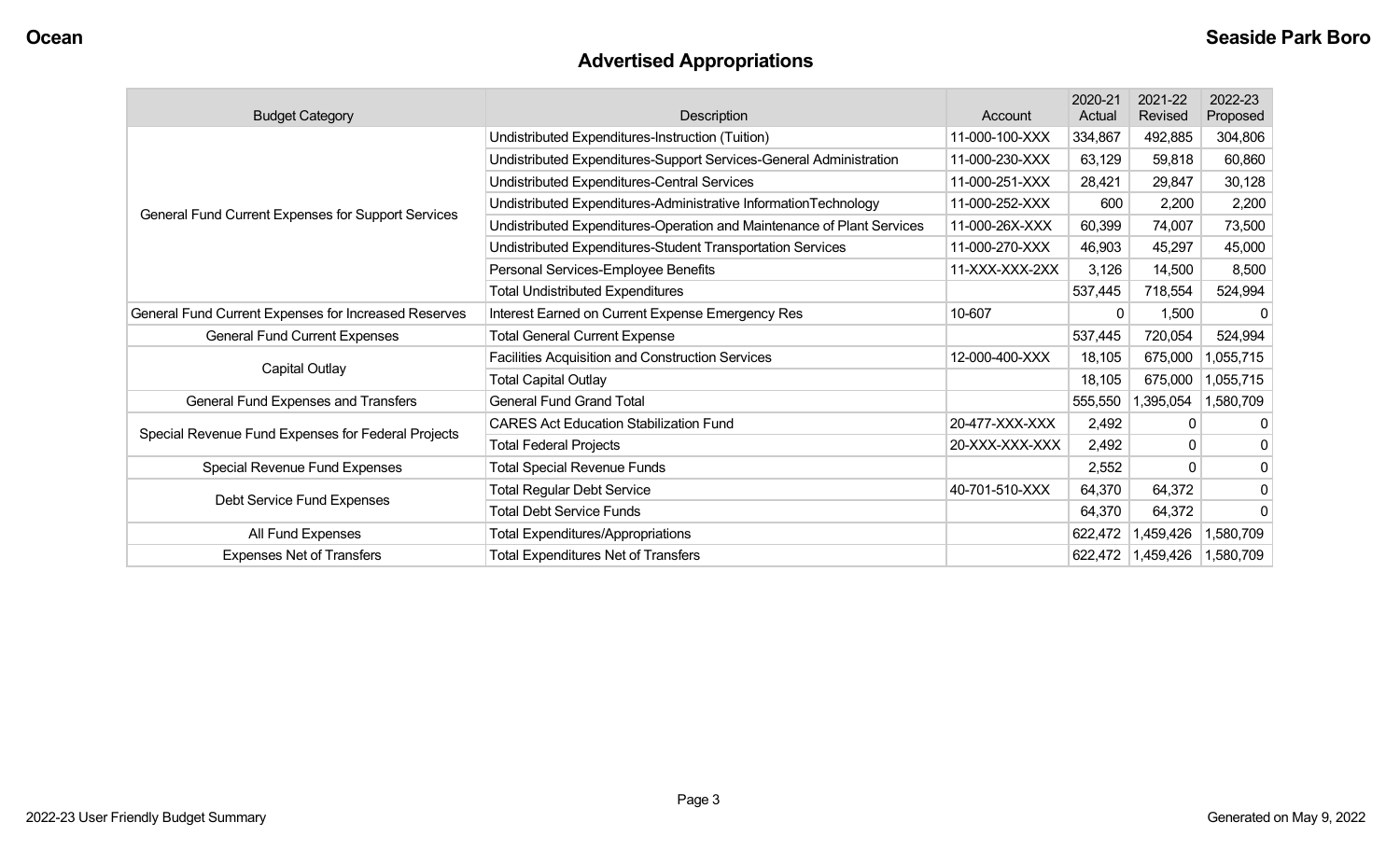# Advertised Appropriations

| Budget Category | Description | Account | 2020-21 Actual | 2021-22 Revised | 2022-23 Proposed |
|---|---|---|---|---|---|
| General Fund Current Expenses for Support Services | Undistributed Expenditures-Instruction (Tuition) | 11-000-100-XXX | 334,867 | 492,885 | 304,806 |
| | Undistributed Expenditures-Support Services-General Administration | 11-000-230-XXX | 63,129 | 59,818 | 60,860 |
| | Undistributed Expenditures-Central Services | 11-000-251-XXX | 28,421 | 29,847 | 30,128 |
| | Undistributed Expenditures-Administrative InformationTechnology | 11-000-252-XXX | 600 | 2,200 | 2,200 |
| | Undistributed Expenditures-Operation and Maintenance of Plant Services | 11-000-26X-XXX | 60,399 | 74,007 | 73,500 |
| | Undistributed Expenditures-Student Transportation Services | 11-000-270-XXX | 46,903 | 45,297 | 45,000 |
| | Personal Services-Employee Benefits | 11-XXX-XXX-2XX | 3,126 | 14,500 | 8,500 |
| | Total Undistributed Expenditures | | 537,445 | 718,554 | 524,994 |
| General Fund Current Expenses for Increased Reserves | Interest Earned on Current Expense Emergency Res | 10-607 | 0 | 1,500 | 0 |
| General Fund Current Expenses | Total General Current Expense | | 537,445 | 720,054 | 524,994 |
| Capital Outlay | Facilities Acquisition and Construction Services | 12-000-400-XXX | 18,105 | 675,000 | 1,055,715 |
| | Total Capital Outlay | | 18,105 | 675,000 | 1,055,715 |
| General Fund Expenses and Transfers | General Fund Grand Total | | 555,550 | 1,395,054 | 1,580,709 |
| Special Revenue Fund Expenses for Federal Projects | CARES Act Education Stabilization Fund | 20-477-XXX-XXX | 2,492 | 0 | 0 |
| | Total Federal Projects | 20-XXX-XXX-XXX | 2,492 | 0 | 0 |
| Special Revenue Fund Expenses | Total Special Revenue Funds | | 2,552 | 0 | 0 |
| Debt Service Fund Expenses | Total Regular Debt Service | 40-701-510-XXX | 64,370 | 64,372 | 0 |
| | Total Debt Service Funds | | 64,370 | 64,372 | 0 |
| All Fund Expenses | Total Expenditures/Appropriations | | 622,472 | 1,459,426 | 1,580,709 |
| Expenses Net of Transfers | Total Expenditures Net of Transfers | | 622,472 | 1,459,426 | 1,580,709 |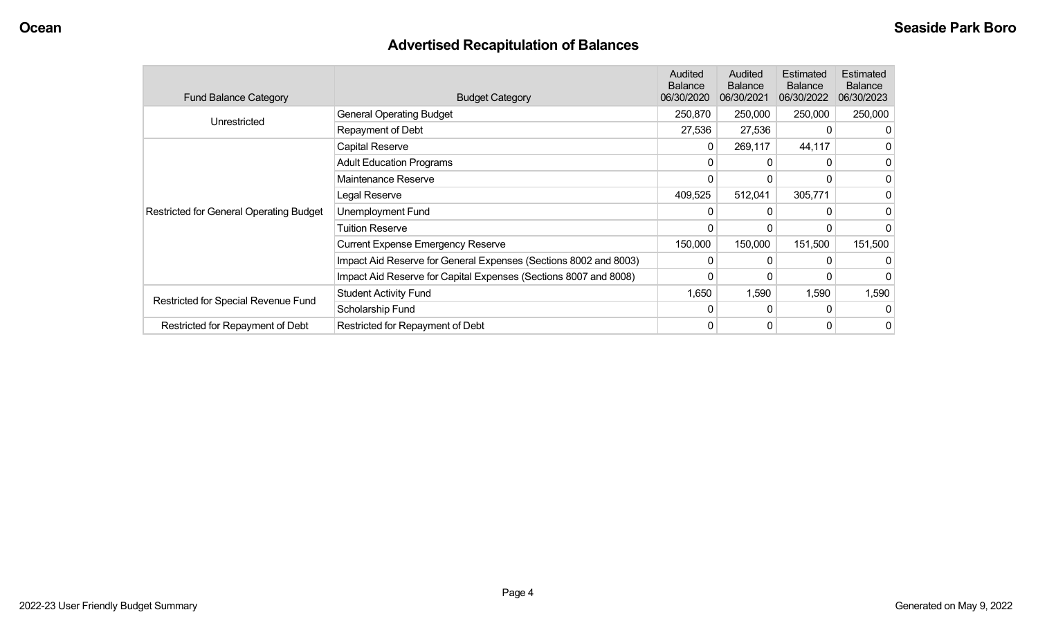## Advertised Recapitulation of Balances

| Fund Balance Category | Budget Category | Audited Balance 06/30/2020 | Audited Balance 06/30/2021 | Estimated Balance 06/30/2022 | Estimated Balance 06/30/2023 |
|---|---|---|---|---|---|
| Unrestricted | General Operating Budget | 250,870 | 250,000 | 250,000 | 250,000 |
| | Repayment of Debt | 27,536 | 27,536 | 0 | 0 |
| Restricted for General Operating Budget | Capital Reserve | 0 | 269,117 | 44,117 | 0 |
| | Adult Education Programs | 0 | 0 | 0 | 0 |
| | Maintenance Reserve | 0 | 0 | 0 | 0 |
| | Legal Reserve | 409,525 | 512,041 | 305,771 | 0 |
| | Unemployment Fund | 0 | 0 | 0 | 0 |
| | Tuition Reserve | 0 | 0 | 0 | 0 |
| | Current Expense Emergency Reserve | 150,000 | 150,000 | 151,500 | 151,500 |
| | Impact Aid Reserve for General Expenses (Sections 8002 and 8003) | 0 | 0 | 0 | 0 |
| | Impact Aid Reserve for Capital Expenses (Sections 8007 and 8008) | 0 | 0 | 0 | 0 |
| Restricted for Special Revenue Fund | Student Activity Fund | 1,650 | 1,590 | 1,590 | 1,590 |
| | Scholarship Fund | 0 | 0 | 0 | 0 |
| Restricted for Repayment of Debt | Restricted for Repayment of Debt | 0 | 0 | 0 | 0 |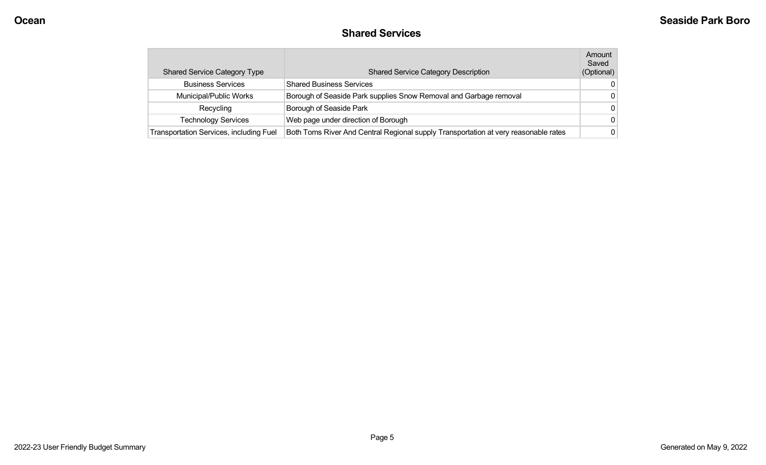## Shared Services

| Shared Service Category Type | Shared Service Category Description | Amount Saved (Optional) |
|---|---|---|
| Business Services | Shared Business Services | 0 |
| Municipal/Public Works | Borough of Seaside Park supplies Snow Removal and Garbage removal | 0 |
| Recycling | Borough of Seaside Park | 0 |
| Technology Services | Web page under direction of Borough | 0 |
| Transportation Services, including Fuel | Both Toms River And Central Regional supply Transportation at very reasonable rates | 0 |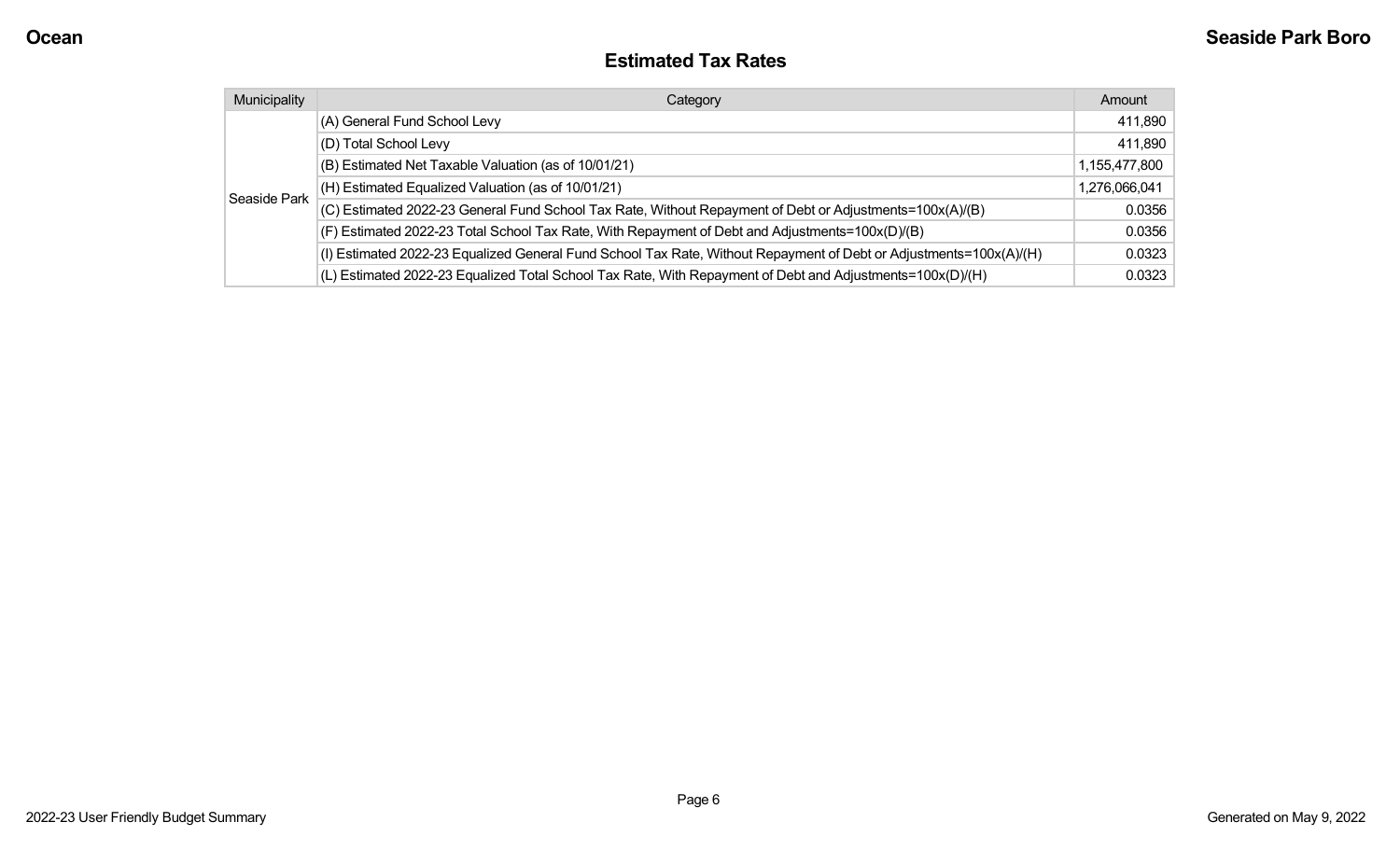## Estimated Tax Rates

| Municipality | Category | Amount |
|---|---|---|
| Seaside Park | (A) General Fund School Levy | 411,890 |
| | (D) Total School Levy | 411,890 |
| | (B) Estimated Net Taxable Valuation (as of 10/01/21) | 1,155,477,800 |
| | (H) Estimated Equalized Valuation (as of 10/01/21) | 1,276,066,041 |
| | (C) Estimated 2022-23 General Fund School Tax Rate, Without Repayment of Debt or Adjustments=100x(A)/(B) | 0.0356 |
| | (F) Estimated 2022-23 Total School Tax Rate, With Repayment of Debt and Adjustments=100x(D)/(B) | 0.0356 |
| | (I) Estimated 2022-23 Equalized General Fund School Tax Rate, Without Repayment of Debt or Adjustments=100x(A)/(H) | 0.0323 |
| | (L) Estimated 2022-23 Equalized Total School Tax Rate, With Repayment of Debt and Adjustments=100x(D)/(H) | 0.0323 |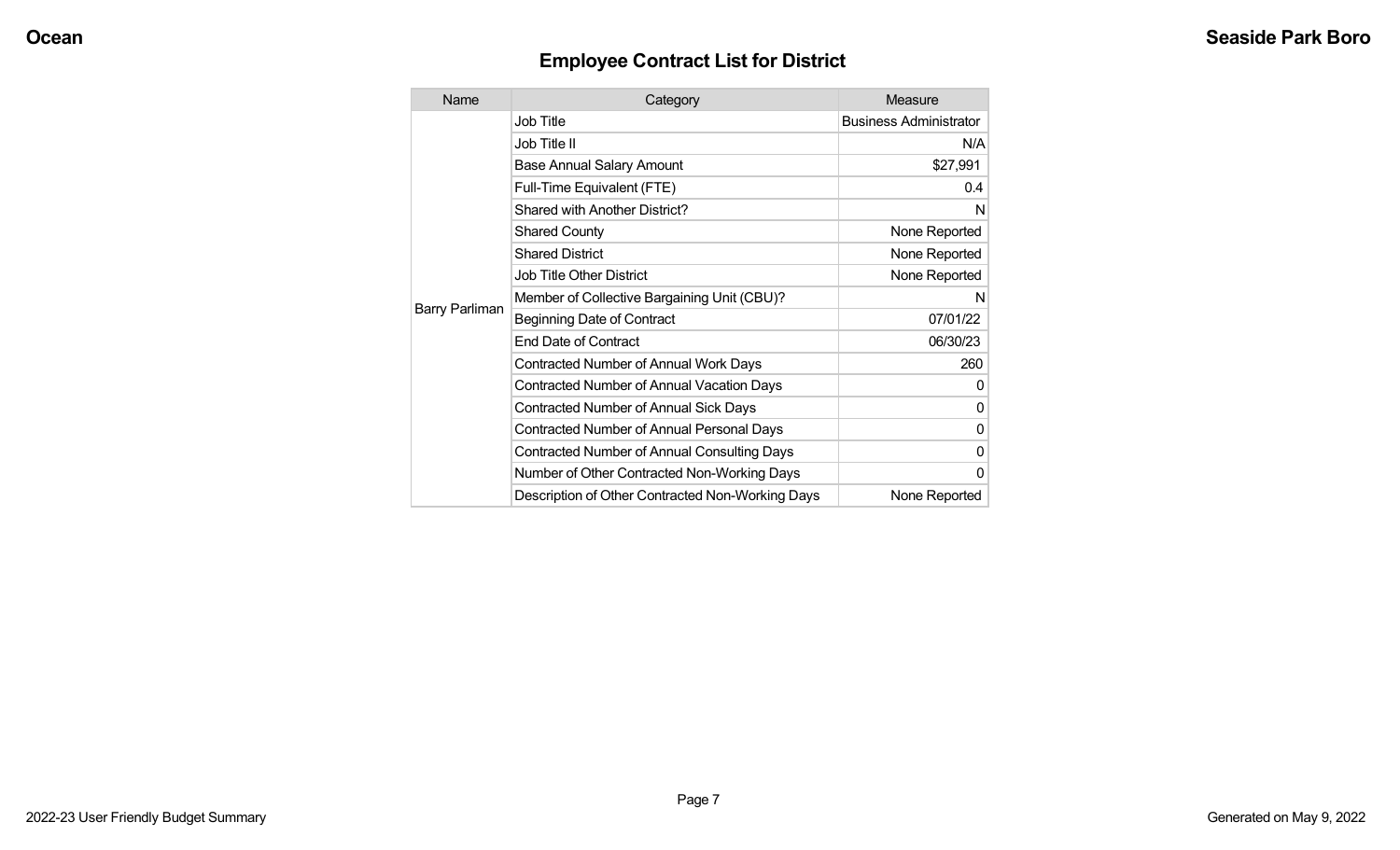# Employee Contract List for District

| Name | Category | Measure |
|---|---|---|
| Barry Parliman | Job Title | Business Administrator |
| | Job Title II | N/A |
| | Base Annual Salary Amount | $27,991 |
| | Full-Time Equivalent (FTE) | 0.4 |
| | Shared with Another District? | N |
| | Shared County | None Reported |
| | Shared District | None Reported |
| | Job Title Other District | None Reported |
| | Member of Collective Bargaining Unit (CBU)? | N |
| | Beginning Date of Contract | 07/01/22 |
| | End Date of Contract | 06/30/23 |
| | Contracted Number of Annual Work Days | 260 |
| | Contracted Number of Annual Vacation Days | 0 |
| | Contracted Number of Annual Sick Days | 0 |
| | Contracted Number of Annual Personal Days | 0 |
| | Contracted Number of Annual Consulting Days | 0 |
| | Number of Other Contracted Non-Working Days | 0 |
| | Description of Other Contracted Non-Working Days | None Reported |